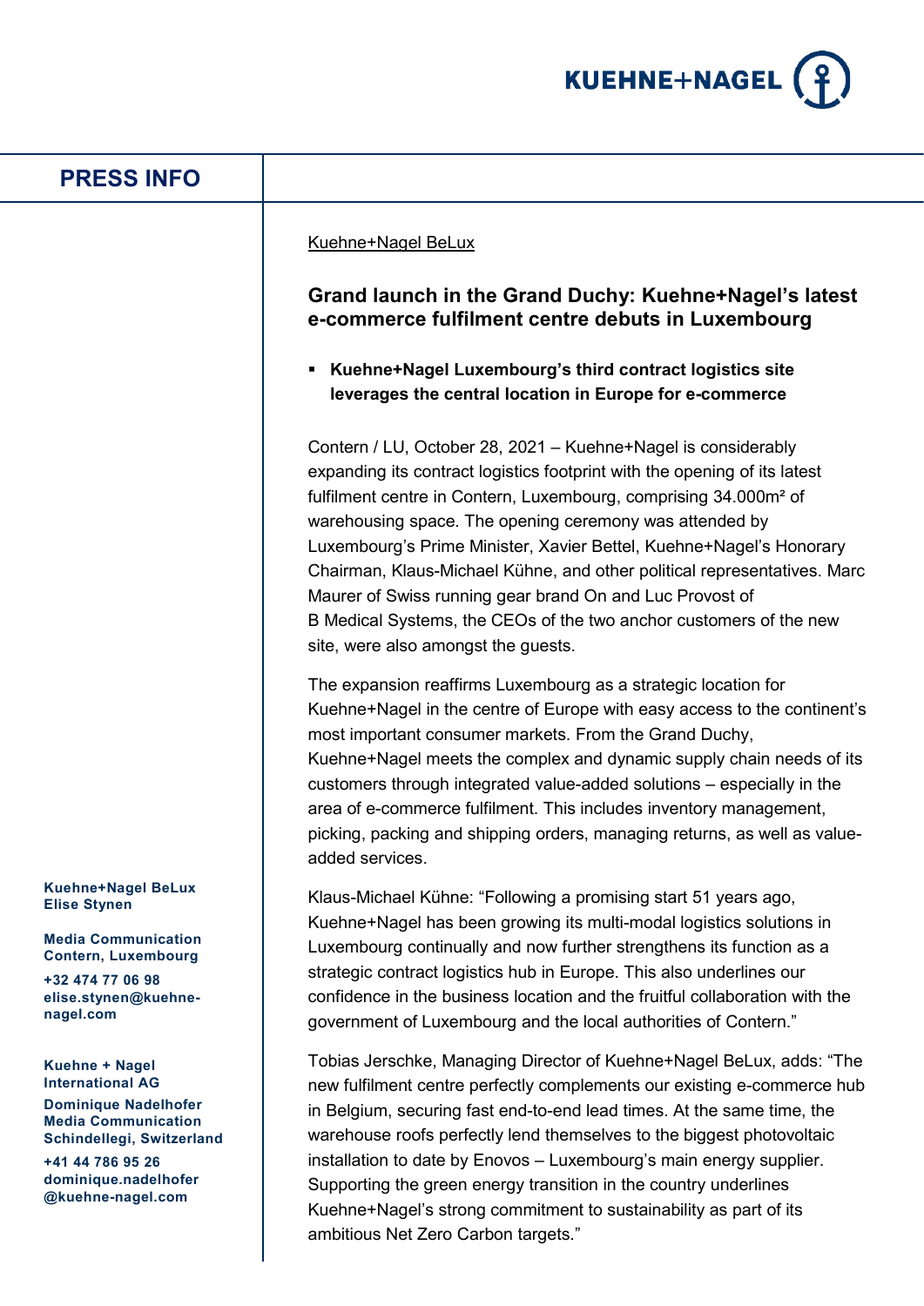# PRESS INFO

Kuehne+Nagel BeLux

## Grand launch in the Grand Duchy: Kuehne+Nagel's latest e-commerce fulfilment centre debuts in Luxembourg

- **Kuehne+Nagel Luxembourg's third contract logistics site leverages the central location in Europe for e-commerce**

Contern / LU, October 28, 2021 – Kuehne+Nagel is considerably expanding its contract logistics footprint with the opening of its latest fulfilment centre in Contern, Luxembourg, comprising 34.000m² of warehousing space. The opening ceremony was attended by Luxembourg's Prime Minister, Xavier Bettel, Kuehne+Nagel's Honorary Chairman, Klaus-Michael Kühne, and other political representatives. Marc Maurer of Swiss running gear brand On and Luc Provost of B Medical Systems, the CEOs of the two anchor customers of the new site, were also amongst the guests.

The expansion reaffirms Luxembourg as a strategic location for Kuehne+Nagel in the centre of Europe with easy access to the continent's most important consumer markets. From the Grand Duchy, Kuehne+Nagel meets the complex and dynamic supply chain needs of its customers through integrated value-added solutions – especially in the area of e-commerce fulfilment. This includes inventory management, picking, packing and shipping orders, managing returns, as well as value-added services.

Klaus-Michael Kühne: "Following a promising start 51 years ago, Kuehne+Nagel has been growing its multi-modal logistics solutions in Luxembourg continually and now further strengthens its function as a strategic contract logistics hub in Europe. This also underlines our confidence in the business location and the fruitful collaboration with the government of Luxembourg and the local authorities of Contern."

Tobias Jerschke, Managing Director of Kuehne+Nagel BeLux, adds: "The new fulfilment centre perfectly complements our existing e-commerce hub in Belgium, securing fast end-to-end lead times. At the same time, the warehouse roofs perfectly lend themselves to the biggest photovoltaic installation to date by Enovos – Luxembourg's main energy supplier. Supporting the green energy transition in the country underlines Kuehne+Nagel's strong commitment to sustainability as part of its ambitious Net Zero Carbon targets."

**Kuehne+Nagel BeLux**
**Elise Stynen**

**Media Communication**
**Contern, Luxembourg**

**+32 474 77 06 98**
**elise.stynen@kuehne-nagel.com**

**Kuehne + Nagel International AG**

**Dominique Nadelhofer**
**Media Communication**
**Schindellegi, Switzerland**

**+41 44 786 95 26**
**dominique.nadelhofer@kuehne-nagel.com**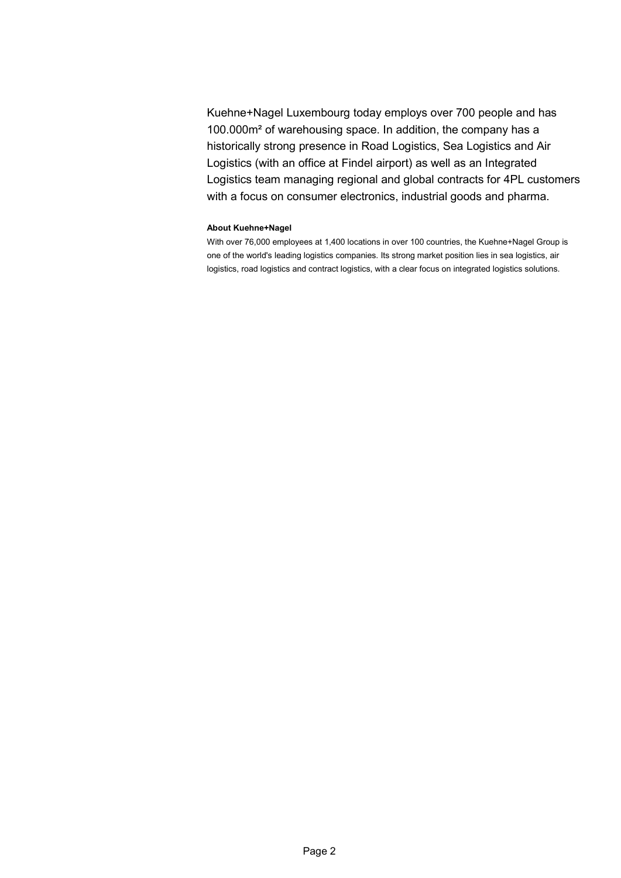Kuehne+Nagel Luxembourg today employs over 700 people and has 100.000m² of warehousing space. In addition, the company has a historically strong presence in Road Logistics, Sea Logistics and Air Logistics (with an office at Findel airport) as well as an Integrated Logistics team managing regional and global contracts for 4PL customers with a focus on consumer electronics, industrial goods and pharma.

**About Kuehne+Nagel**

With over 76,000 employees at 1,400 locations in over 100 countries, the Kuehne+Nagel Group is one of the world's leading logistics companies. Its strong market position lies in sea logistics, air logistics, road logistics and contract logistics, with a clear focus on integrated logistics solutions.